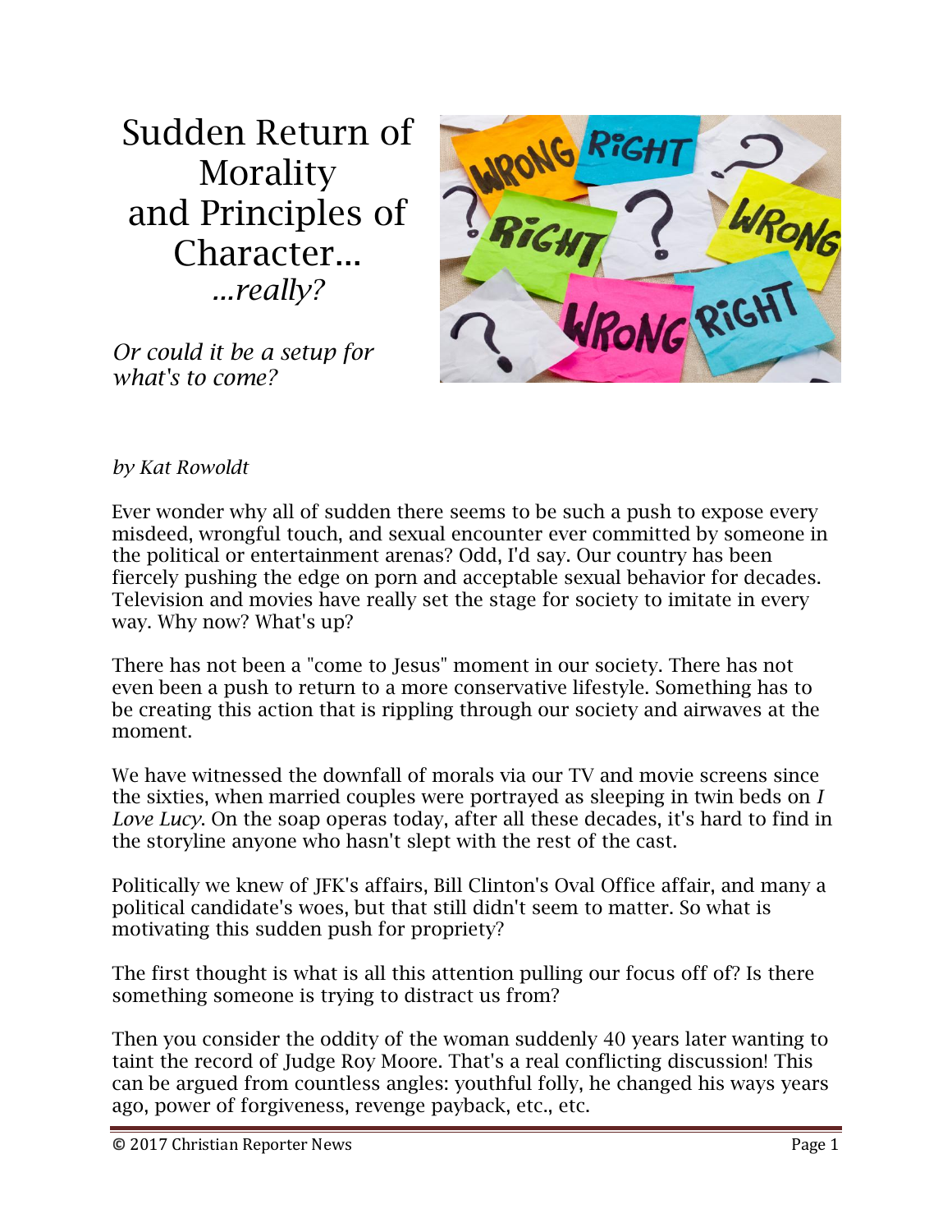# Sudden Return of Morality and Principles of Character...

*...really?*

*Or could it be a setup for what's to come?*

*by Kat Rowoldt*

Ever wonder why all of sudden there seems to be such a push to expose every misdeed, wrongful touch, and sexual encounter ever committed by someone in the political or entertainment arenas? Odd, I'd say. Our country has been fiercely pushing the edge on porn and acceptable sexual behavior for decades. Television and movies have really set the stage for society to imitate in every way. Why now? What's up?

There has not been a "come to Jesus" moment in our society. There has not even been a push to return to a more conservative lifestyle. Something has to be creating this action that is rippling through our society and airwaves at the moment.

We have witnessed the downfall of morals via our TV and movie screens since the sixties, when married couples were portrayed as sleeping in twin beds on *I Love Lucy*. On the soap operas today, after all these decades, it's hard to find in the storyline anyone who hasn't slept with the rest of the cast.

Politically we knew of JFK's affairs, Bill Clinton's Oval Office affair, and many a political candidate's woes, but that still didn't seem to matter. So what is motivating this sudden push for propriety?

The first thought is what is all this attention pulling our focus off of? Is there something someone is trying to distract us from?

Then you consider the oddity of the woman suddenly 40 years later wanting to taint the record of Judge Roy Moore. That's a real conflicting discussion! This can be argued from countless angles: youthful folly, he changed his ways years ago, power of forgiveness, revenge payback, etc., etc.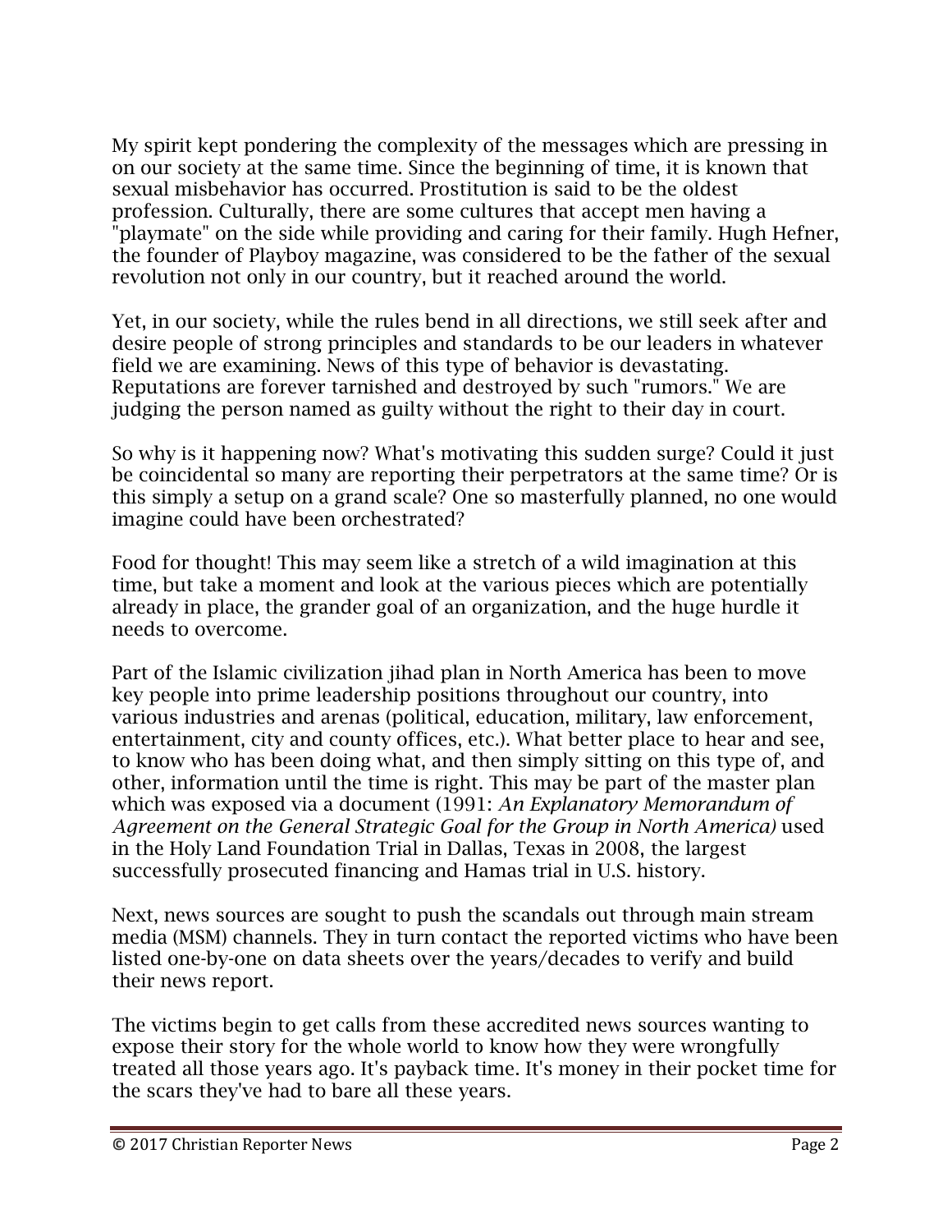My spirit kept pondering the complexity of the messages which are pressing in on our society at the same time. Since the beginning of time, it is known that sexual misbehavior has occurred. Prostitution is said to be the oldest profession. Culturally, there are some cultures that accept men having a "playmate" on the side while providing and caring for their family. Hugh Hefner, the founder of Playboy magazine, was considered to be the father of the sexual revolution not only in our country, but it reached around the world.

Yet, in our society, while the rules bend in all directions, we still seek after and desire people of strong principles and standards to be our leaders in whatever field we are examining. News of this type of behavior is devastating. Reputations are forever tarnished and destroyed by such "rumors." We are judging the person named as guilty without the right to their day in court.

So why is it happening now? What's motivating this sudden surge? Could it just be coincidental so many are reporting their perpetrators at the same time? Or is this simply a setup on a grand scale? One so masterfully planned, no one would imagine could have been orchestrated?

Food for thought! This may seem like a stretch of a wild imagination at this time, but take a moment and look at the various pieces which are potentially already in place, the grander goal of an organization, and the huge hurdle it needs to overcome.

Part of the Islamic civilization jihad plan in North America has been to move key people into prime leadership positions throughout our country, into various industries and arenas (political, education, military, law enforcement, entertainment, city and county offices, etc.). What better place to hear and see, to know who has been doing what, and then simply sitting on this type of, and other, information until the time is right. This may be part of the master plan which was exposed via a document (1991: *An Explanatory Memorandum of Agreement on the General Strategic Goal for the Group in North America)* used in the Holy Land Foundation Trial in Dallas, Texas in 2008, the largest successfully prosecuted financing and Hamas trial in U.S. history.

Next, news sources are sought to push the scandals out through main stream media (MSM) channels. They in turn contact the reported victims who have been listed one-by-one on data sheets over the years/decades to verify and build their news report.

The victims begin to get calls from these accredited news sources wanting to expose their story for the whole world to know how they were wrongfully treated all those years ago. It's payback time. It's money in their pocket time for the scars they've had to bare all these years.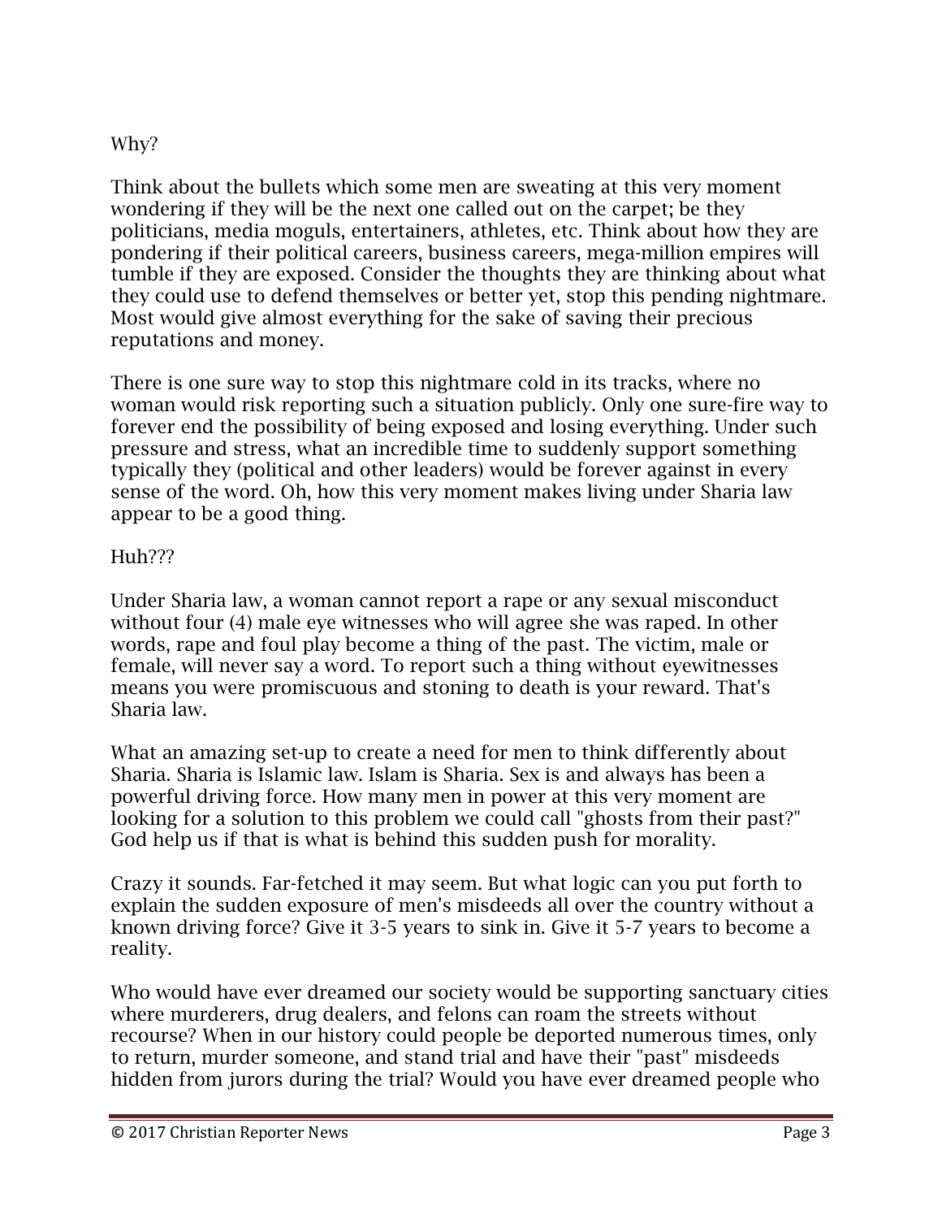Why?

Think about the bullets which some men are sweating at this very moment wondering if they will be the next one called out on the carpet; be they politicians, media moguls, entertainers, athletes, etc. Think about how they are pondering if their political careers, business careers, mega-million empires will tumble if they are exposed. Consider the thoughts they are thinking about what they could use to defend themselves or better yet, stop this pending nightmare. Most would give almost everything for the sake of saving their precious reputations and money.

There is one sure way to stop this nightmare cold in its tracks, where no woman would risk reporting such a situation publicly. Only one sure-fire way to forever end the possibility of being exposed and losing everything. Under such pressure and stress, what an incredible time to suddenly support something typically they (political and other leaders) would be forever against in every sense of the word. Oh, how this very moment makes living under Sharia law appear to be a good thing.

Huh???

Under Sharia law, a woman cannot report a rape or any sexual misconduct without four (4) male eye witnesses who will agree she was raped. In other words, rape and foul play become a thing of the past. The victim, male or female, will never say a word. To report such a thing without eyewitnesses means you were promiscuous and stoning to death is your reward. That's Sharia law.

What an amazing set-up to create a need for men to think differently about Sharia. Sharia is Islamic law. Islam is Sharia. Sex is and always has been a powerful driving force. How many men in power at this very moment are looking for a solution to this problem we could call "ghosts from their past?" God help us if that is what is behind this sudden push for morality.

Crazy it sounds. Far-fetched it may seem. But what logic can you put forth to explain the sudden exposure of men's misdeeds all over the country without a known driving force? Give it 3-5 years to sink in. Give it 5-7 years to become a reality.

Who would have ever dreamed our society would be supporting sanctuary cities where murderers, drug dealers, and felons can roam the streets without recourse? When in our history could people be deported numerous times, only to return, murder someone, and stand trial and have their "past" misdeeds hidden from jurors during the trial? Would you have ever dreamed people who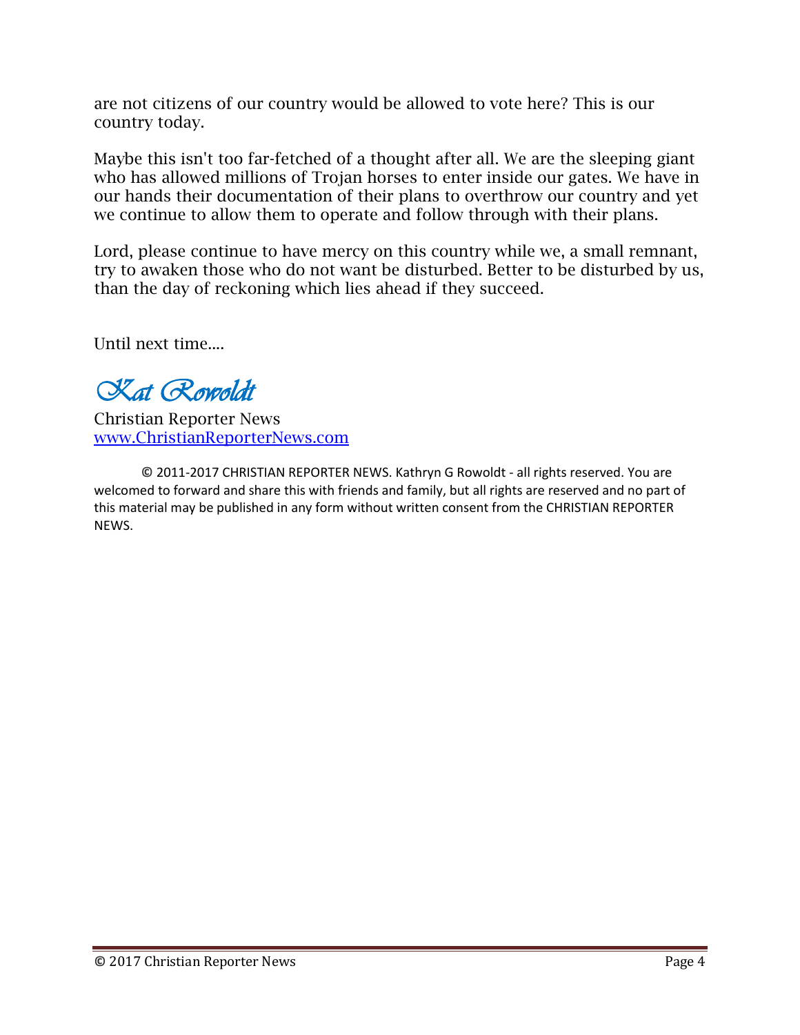are not citizens of our country would be allowed to vote here? This is our country today.

Maybe this isn't too far-fetched of a thought after all. We are the sleeping giant who has allowed millions of Trojan horses to enter inside our gates. We have in our hands their documentation of their plans to overthrow our country and yet we continue to allow them to operate and follow through with their plans.

Lord, please continue to have mercy on this country while we, a small remnant, try to awaken those who do not want be disturbed. Better to be disturbed by us, than the day of reckoning which lies ahead if they succeed.

Until next time....

*Kat Rowoldt*

Christian Reporter News
www.ChristianReporterNews.com

© 2011-2017 CHRISTIAN REPORTER NEWS. Kathryn G Rowoldt - all rights reserved. You are welcomed to forward and share this with friends and family, but all rights are reserved and no part of this material may be published in any form without written consent from the CHRISTIAN REPORTER NEWS.